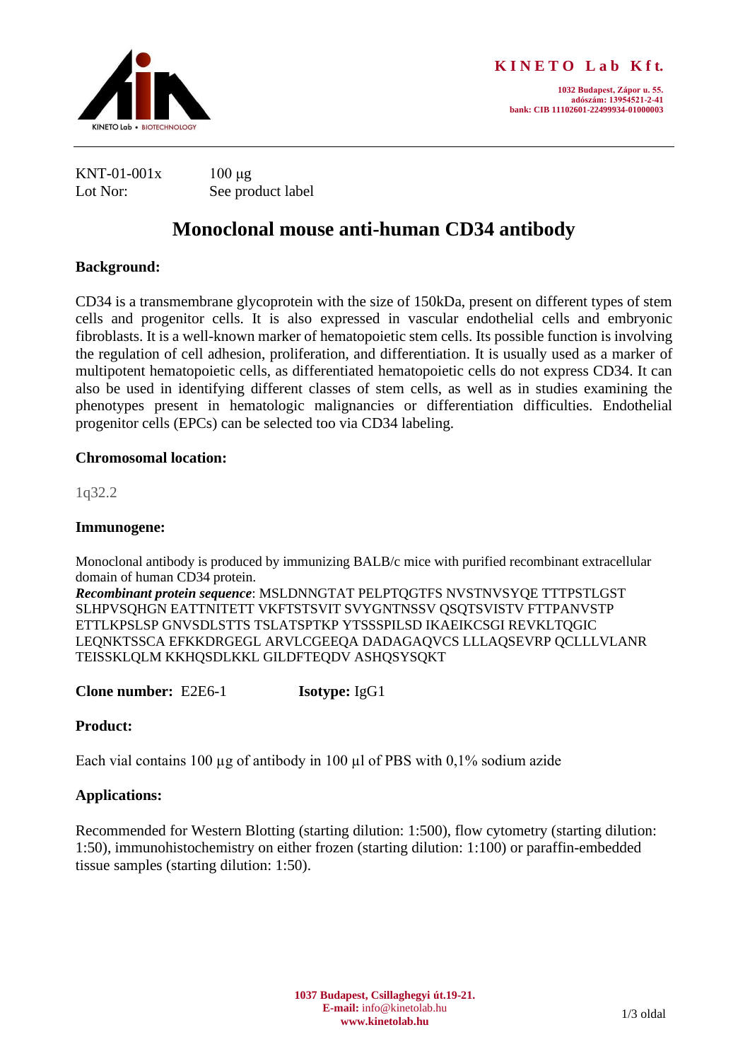KINETO Lab • BIOTECHNOLOGY

**KINETO Lab Kft.**

**1032 Budapest, Zápor u. 55.**
**adószám: 13954521-2-41**
**bank: CIB 11102601-22499934-01000003**

KNT-01-001x    100 µg
Lot Nor:    See product label

# Monoclonal mouse anti-human CD34 antibody

### Background:

CD34 is a transmembrane glycoprotein with the size of 150kDa, present on different types of stem cells and progenitor cells. It is also expressed in vascular endothelial cells and embryonic fibroblasts. It is a well-known marker of hematopoietic stem cells. Its possible function is involving the regulation of cell adhesion, proliferation, and differentiation. It is usually used as a marker of multipotent hematopoietic cells, as differentiated hematopoietic cells do not express CD34. It can also be used in identifying different classes of stem cells, as well as in studies examining the phenotypes present in hematologic malignancies or differentiation difficulties. Endothelial progenitor cells (EPCs) can be selected too via CD34 labeling.

### Chromosomal location:

1q32.2

### Immunogene:

Monoclonal antibody is produced by immunizing BALB/c mice with purified recombinant extracellular domain of human CD34 protein.
***Recombinant protein sequence***: MSLDNNGTAT PELPTQGTFS NVSTNVSYQE TTTPSTLGST SLHPVSQHGN EATTNITETT VKFTSTSVIT SVYGNTNSSV QSQTSVISTV FTTPANVSTP ETTLKPSLSP GNVSDLSTTS TSLATSPTKP YTSSSPILSD IKAEIKCSGI REVKLTQGIC LEQNKTSSCA EFKKDRGEGL ARVLCGEEQA DADAGAQVCS LLLAQSEVRP QCLLLVLANR TEISSKLQLM KKHQSDLKKL GILDFTEQDV ASHQSYSQKT

**Clone number:** E2E6-1    **Isotype:** IgG1

### Product:

Each vial contains 100 µg of antibody in 100 µl of PBS with 0,1% sodium azide

### Applications:

Recommended for Western Blotting (starting dilution: 1:500), flow cytometry (starting dilution: 1:50), immunohistochemistry on either frozen (starting dilution: 1:100) or paraffin-embedded tissue samples (starting dilution: 1:50).

**1037 Budapest, Csillaghegyi út.19-21.**
**E-mail:** info@kinetolab.hu
**www.kinetolab.hu**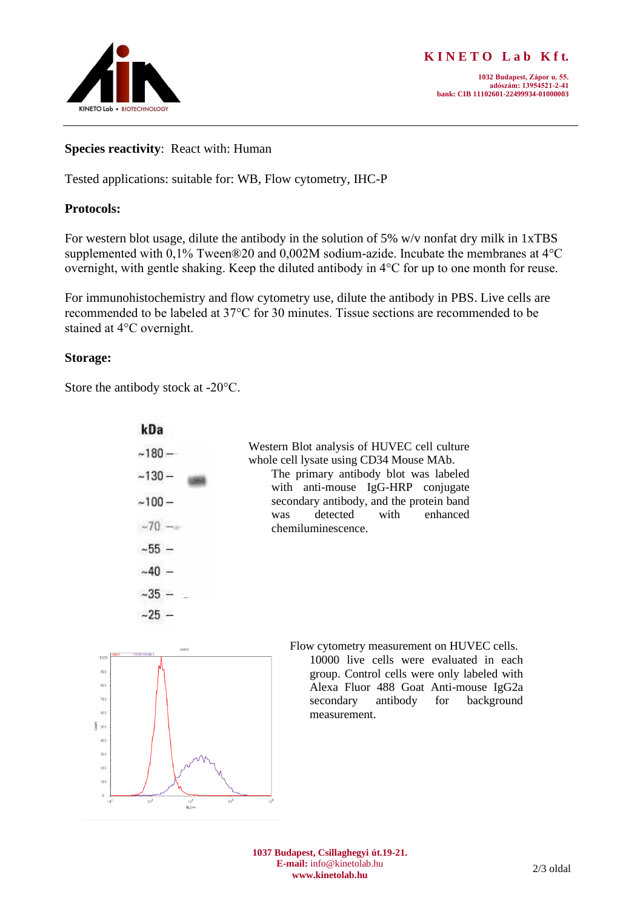**Species reactivity**: React with: Human

Tested applications: suitable for: WB, Flow cytometry, IHC-P

**Protocols:**

For western blot usage, dilute the antibody in the solution of 5% w/v nonfat dry milk in 1xTBS supplemented with 0,1% Tween®20 and 0,002M sodium-azide. Incubate the membranes at 4°C overnight, with gentle shaking. Keep the diluted antibody in 4°C for up to one month for reuse.

For immunohistochemistry and flow cytometry use, dilute the antibody in PBS. Live cells are recommended to be labeled at 37°C for 30 minutes. Tissue sections are recommended to be stained at 4°C overnight.

**Storage:**

Store the antibody stock at -20°C.

Western Blot analysis of HUVEC cell culture whole cell lysate using CD34 Mouse MAb. The primary antibody blot was labeled with anti-mouse IgG-HRP conjugate secondary antibody, and the protein band was detected with enhanced chemiluminescence.

Flow cytometry measurement on HUVEC cells. 10000 live cells were evaluated in each group. Control cells were only labeled with Alexa Fluor 488 Goat Anti-mouse IgG2a secondary antibody for background measurement.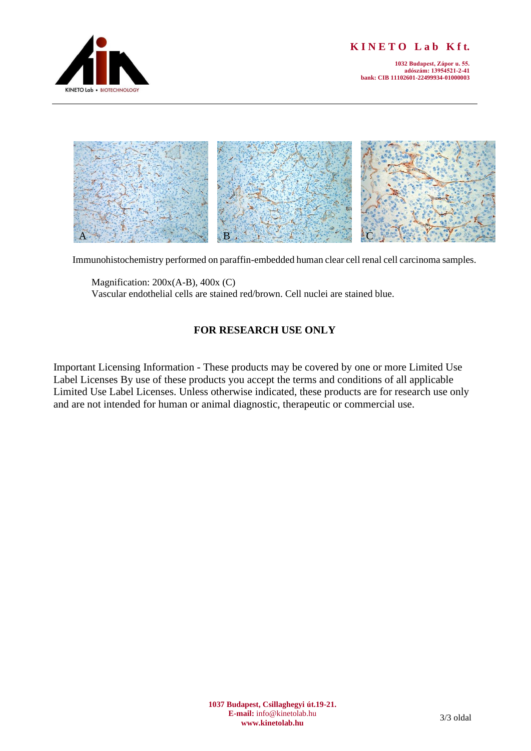Immunohistochemistry performed on paraffin-embedded human clear cell renal cell carcinoma samples.

Magnification: 200x(A-B), 400x (C)
Vascular endothelial cells are stained red/brown. Cell nuclei are stained blue.

**FOR RESEARCH USE ONLY**

Important Licensing Information - These products may be covered by one or more Limited Use Label Licenses By use of these products you accept the terms and conditions of all applicable Limited Use Label Licenses. Unless otherwise indicated, these products are for research use only and are not intended for human or animal diagnostic, therapeutic or commercial use.